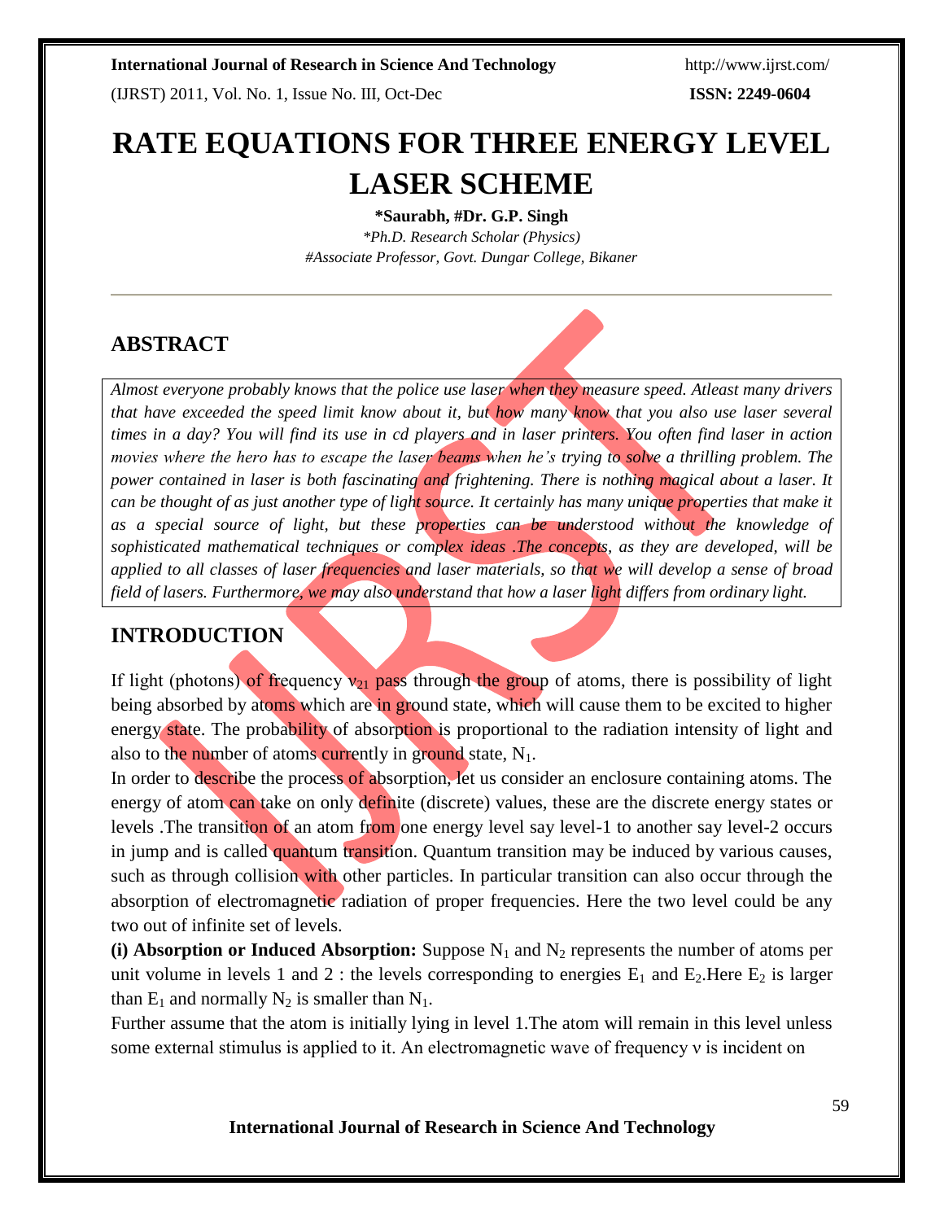# RATE EQUATIONS FOR THREE ENERGY LEVEL LASER SCHEME

**\*Saurabh, #Dr. G.P. Singh**

*\*Ph.D. Research Scholar (Physics)*

*#Associate Professor, Govt. Dungar College, Bikaner*

## ABSTRACT

*Almost everyone probably knows that the police use laser when they measure speed. Atleast many drivers that have exceeded the speed limit know about it, but how many know that you also use laser several times in a day? You will find its use in cd players and in laser printers. You often find laser in action movies where the hero has to escape the laser beams when he's trying to solve a thrilling problem. The power contained in laser is both fascinating and frightening. There is nothing magical about a laser. It can be thought of as just another type of light source. It certainly has many unique properties that make it as a special source of light, but these properties can be understood without the knowledge of sophisticated mathematical techniques or complex ideas .The concepts, as they are developed, will be applied to all classes of laser frequencies and laser materials, so that we will develop a sense of broad field of lasers. Furthermore, we may also understand that how a laser light differs from ordinary light.*

## INTRODUCTION

If light (photons) of frequency $\nu_{21}$ pass through the group of atoms, there is possibility of light being absorbed by atoms which are in ground state, which will cause them to be excited to higher energy state. The probability of absorption is proportional to the radiation intensity of light and also to the number of atoms currently in ground state, $N_1$.

In order to describe the process of absorption, let us consider an enclosure containing atoms. The energy of atom can take on only definite (discrete) values, these are the discrete energy states or levels .The transition of an atom from one energy level say level-1 to another say level-2 occurs in jump and is called quantum transition. Quantum transition may be induced by various causes, such as through collision with other particles. In particular transition can also occur through the absorption of electromagnetic radiation of proper frequencies. Here the two level could be any two out of infinite set of levels.

**(i) Absorption or Induced Absorption:** Suppose $N_1$ and $N_2$ represents the number of atoms per unit volume in levels 1 and 2 : the levels corresponding to energies $E_1$ and $E_2$.Here $E_2$ is larger than $E_1$ and normally $N_2$ is smaller than $N_1$.

Further assume that the atom is initially lying in level 1.The atom will remain in this level unless some external stimulus is applied to it. An electromagnetic wave of frequency ν is incident on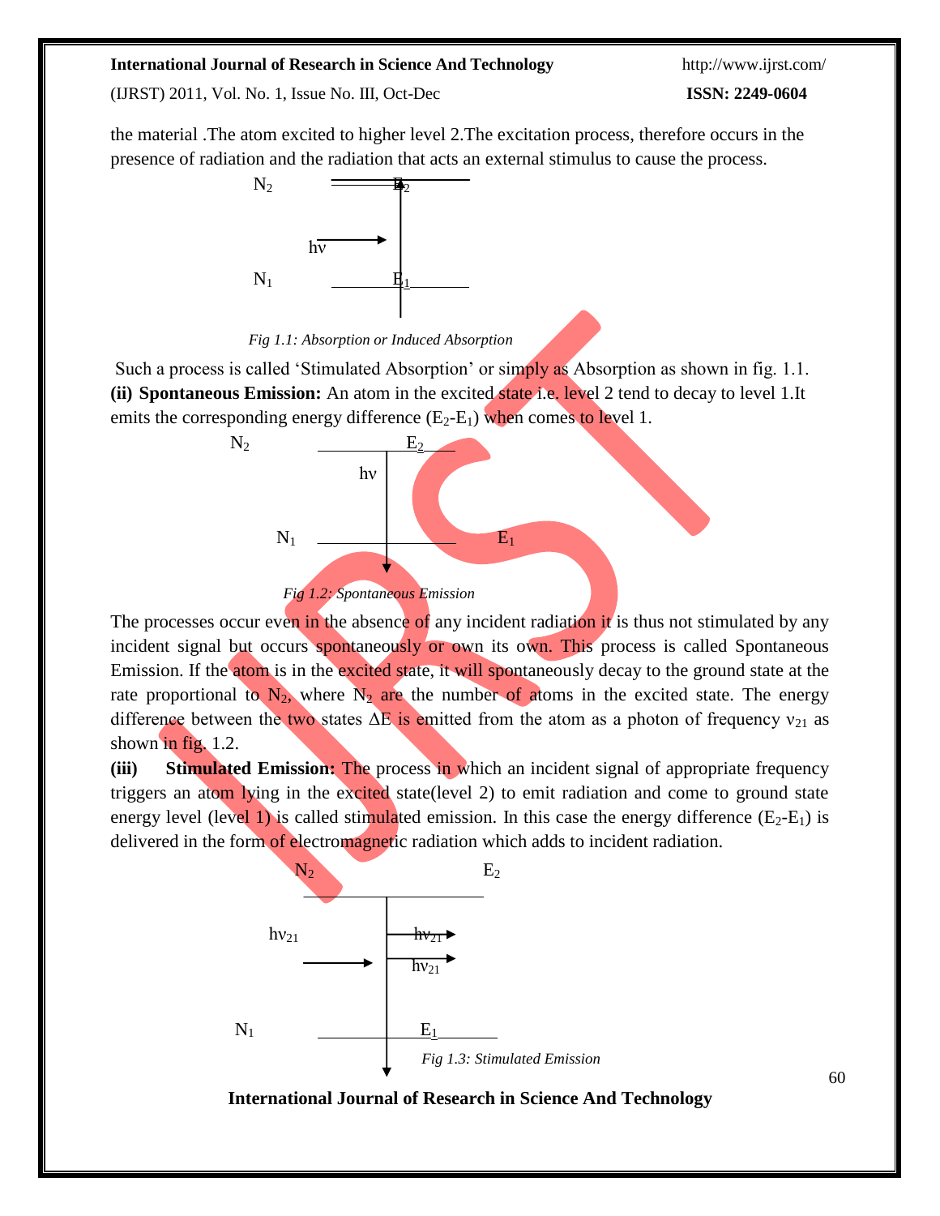the material .The atom excited to higher level 2.The excitation process, therefore occurs in the presence of radiation and the radiation that acts an external stimulus to cause the process.

*Fig 1.1: Absorption or Induced Absorption*

Such a process is called 'Stimulated Absorption' or simply as Absorption as shown in fig. 1.1.

**(ii) Spontaneous Emission:** An atom in the excited state i.e. level 2 tend to decay to level 1.It emits the corresponding energy difference ($E_2$-$E_1$) when comes to level 1.

*Fig 1.2: Spontaneous Emission*

The processes occur even in the absence of any incident radiation it is thus not stimulated by any incident signal but occurs spontaneously or own its own. This process is called Spontaneous Emission. If the atom is in the excited state, it will spontaneously decay to the ground state at the rate proportional to $N_2$, where $N_2$ are the number of atoms in the excited state. The energy difference between the two states $\Delta E$ is emitted from the atom as a photon of frequency $\nu_{21}$ as shown in fig. 1.2.

**(iii) Stimulated Emission:** The process in which an incident signal of appropriate frequency triggers an atom lying in the excited state(level 2) to emit radiation and come to ground state energy level (level 1) is called stimulated emission. In this case the energy difference ($E_2$-$E_1$) is delivered in the form of electromagnetic radiation which adds to incident radiation.

*Fig 1.3: Stimulated Emission*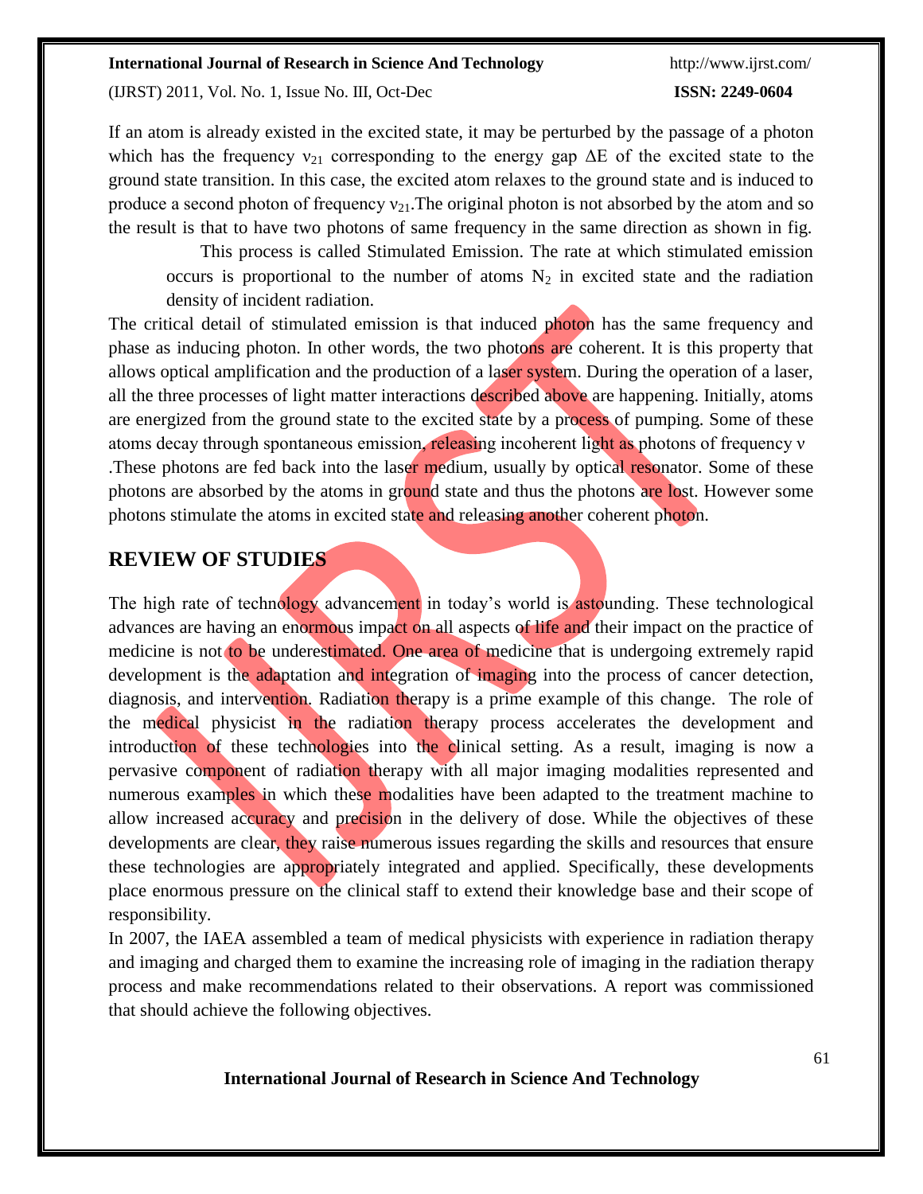If an atom is already existed in the excited state, it may be perturbed by the passage of a photon which has the frequency $\nu_{21}$ corresponding to the energy gap $\Delta E$ of the excited state to the ground state transition. In this case, the excited atom relaxes to the ground state and is induced to produce a second photon of frequency $\nu_{21}$.The original photon is not absorbed by the atom and so the result is that to have two photons of same frequency in the same direction as shown in fig.

This process is called Stimulated Emission. The rate at which stimulated emission occurs is proportional to the number of atoms $N_2$ in excited state and the radiation density of incident radiation.

The critical detail of stimulated emission is that induced photon has the same frequency and phase as inducing photon. In other words, the two photons are coherent. It is this property that allows optical amplification and the production of a laser system. During the operation of a laser, all the three processes of light matter interactions described above are happening. Initially, atoms are energized from the ground state to the excited state by a process of pumping. Some of these atoms decay through spontaneous emission, releasing incoherent light as photons of frequency $\nu$ .These photons are fed back into the laser medium, usually by optical resonator. Some of these photons are absorbed by the atoms in ground state and thus the photons are lost. However some photons stimulate the atoms in excited state and releasing another coherent photon.

## REVIEW OF STUDIES

The high rate of technology advancement in today's world is astounding. These technological advances are having an enormous impact on all aspects of life and their impact on the practice of medicine is not to be underestimated. One area of medicine that is undergoing extremely rapid development is the adaptation and integration of imaging into the process of cancer detection, diagnosis, and intervention. Radiation therapy is a prime example of this change. The role of the medical physicist in the radiation therapy process accelerates the development and introduction of these technologies into the clinical setting. As a result, imaging is now a pervasive component of radiation therapy with all major imaging modalities represented and numerous examples in which these modalities have been adapted to the treatment machine to allow increased accuracy and precision in the delivery of dose. While the objectives of these developments are clear, they raise numerous issues regarding the skills and resources that ensure these technologies are appropriately integrated and applied. Specifically, these developments place enormous pressure on the clinical staff to extend their knowledge base and their scope of responsibility.

In 2007, the IAEA assembled a team of medical physicists with experience in radiation therapy and imaging and charged them to examine the increasing role of imaging in the radiation therapy process and make recommendations related to their observations. A report was commissioned that should achieve the following objectives.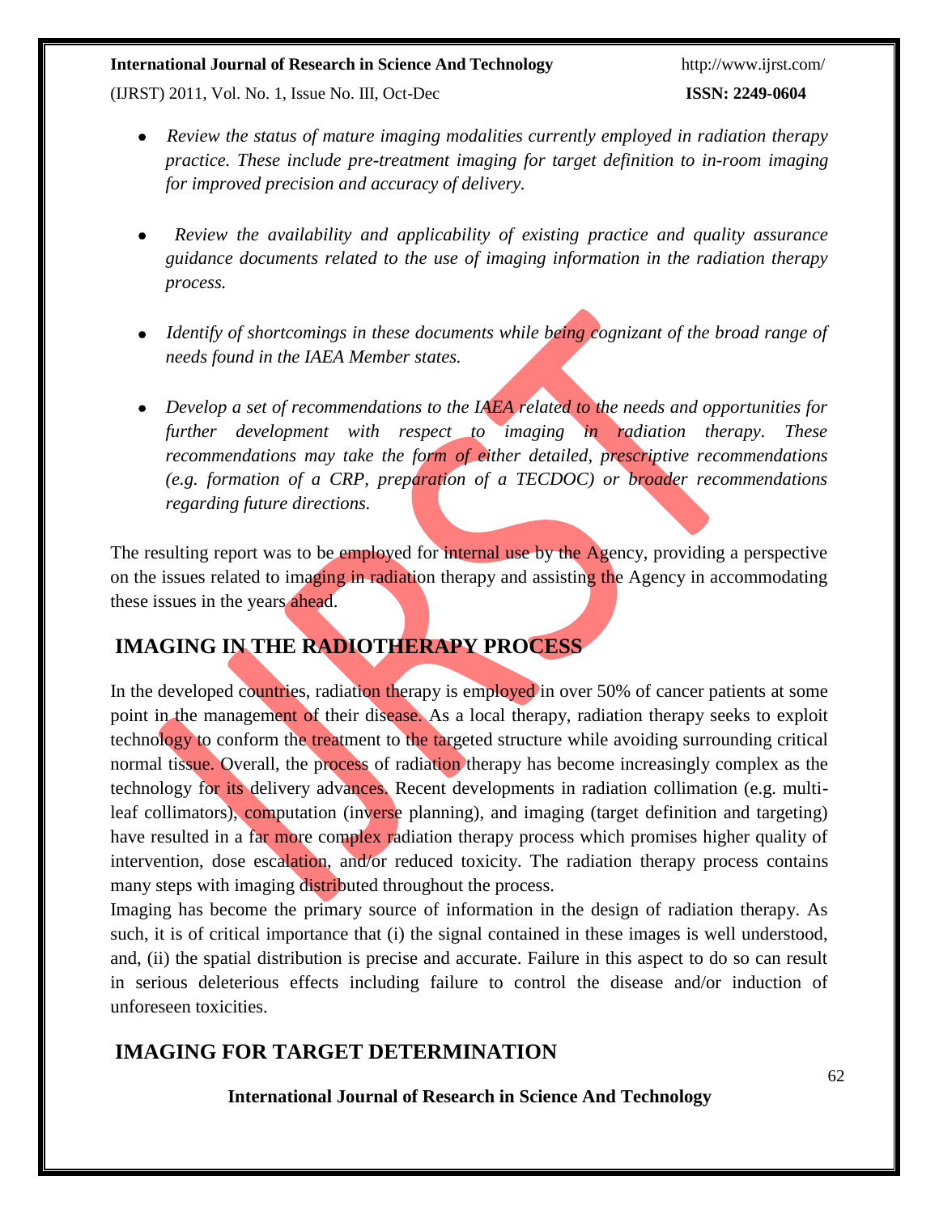- *Review the status of mature imaging modalities currently employed in radiation therapy practice. These include pre-treatment imaging for target definition to in-room imaging for improved precision and accuracy of delivery.*

- *Review the availability and applicability of existing practice and quality assurance guidance documents related to the use of imaging information in the radiation therapy process.*

- *Identify of shortcomings in these documents while being cognizant of the broad range of needs found in the IAEA Member states.*

- *Develop a set of recommendations to the IAEA related to the needs and opportunities for further development with respect to imaging in radiation therapy. These recommendations may take the form of either detailed, prescriptive recommendations (e.g. formation of a CRP, preparation of a TECDOC) or broader recommendations regarding future directions.*

The resulting report was to be employed for internal use by the Agency, providing a perspective on the issues related to imaging in radiation therapy and assisting the Agency in accommodating these issues in the years ahead.

## IMAGING IN THE RADIOTHERAPY PROCESS

In the developed countries, radiation therapy is employed in over 50% of cancer patients at some point in the management of their disease. As a local therapy, radiation therapy seeks to exploit technology to conform the treatment to the targeted structure while avoiding surrounding critical normal tissue. Overall, the process of radiation therapy has become increasingly complex as the technology for its delivery advances. Recent developments in radiation collimation (e.g. multi-leaf collimators), computation (inverse planning), and imaging (target definition and targeting) have resulted in a far more complex radiation therapy process which promises higher quality of intervention, dose escalation, and/or reduced toxicity. The radiation therapy process contains many steps with imaging distributed throughout the process.

Imaging has become the primary source of information in the design of radiation therapy. As such, it is of critical importance that (i) the signal contained in these images is well understood, and, (ii) the spatial distribution is precise and accurate. Failure in this aspect to do so can result in serious deleterious effects including failure to control the disease and/or induction of unforeseen toxicities.

## IMAGING FOR TARGET DETERMINATION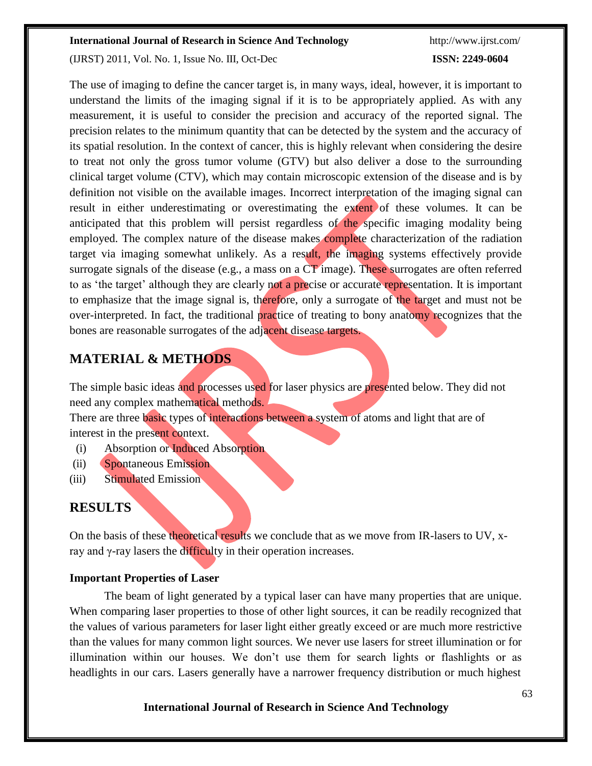The use of imaging to define the cancer target is, in many ways, ideal, however, it is important to understand the limits of the imaging signal if it is to be appropriately applied. As with any measurement, it is useful to consider the precision and accuracy of the reported signal. The precision relates to the minimum quantity that can be detected by the system and the accuracy of its spatial resolution. In the context of cancer, this is highly relevant when considering the desire to treat not only the gross tumor volume (GTV) but also deliver a dose to the surrounding clinical target volume (CTV), which may contain microscopic extension of the disease and is by definition not visible on the available images. Incorrect interpretation of the imaging signal can result in either underestimating or overestimating the extent of these volumes. It can be anticipated that this problem will persist regardless of the specific imaging modality being employed. The complex nature of the disease makes complete characterization of the radiation target via imaging somewhat unlikely. As a result, the imaging systems effectively provide surrogate signals of the disease (e.g., a mass on a CT image). These surrogates are often referred to as 'the target' although they are clearly not a precise or accurate representation. It is important to emphasize that the image signal is, therefore, only a surrogate of the target and must not be over-interpreted. In fact, the traditional practice of treating to bony anatomy recognizes that the bones are reasonable surrogates of the adjacent disease targets.

## MATERIAL & METHODS

The simple basic ideas and processes used for laser physics are presented below. They did not need any complex mathematical methods.

There are three basic types of interactions between a system of atoms and light that are of interest in the present context.

(i) Absorption or Induced Absorption

(ii) Spontaneous Emission

(iii) Stimulated Emission

## RESULTS

On the basis of these theoretical results we conclude that as we move from IR-lasers to UV, x-ray and $\gamma$-ray lasers the difficulty in their operation increases.

### Important Properties of Laser

The beam of light generated by a typical laser can have many properties that are unique. When comparing laser properties to those of other light sources, it can be readily recognized that the values of various parameters for laser light either greatly exceed or are much more restrictive than the values for many common light sources. We never use lasers for street illumination or for illumination within our houses. We don't use them for search lights or flashlights or as headlights in our cars. Lasers generally have a narrower frequency distribution or much highest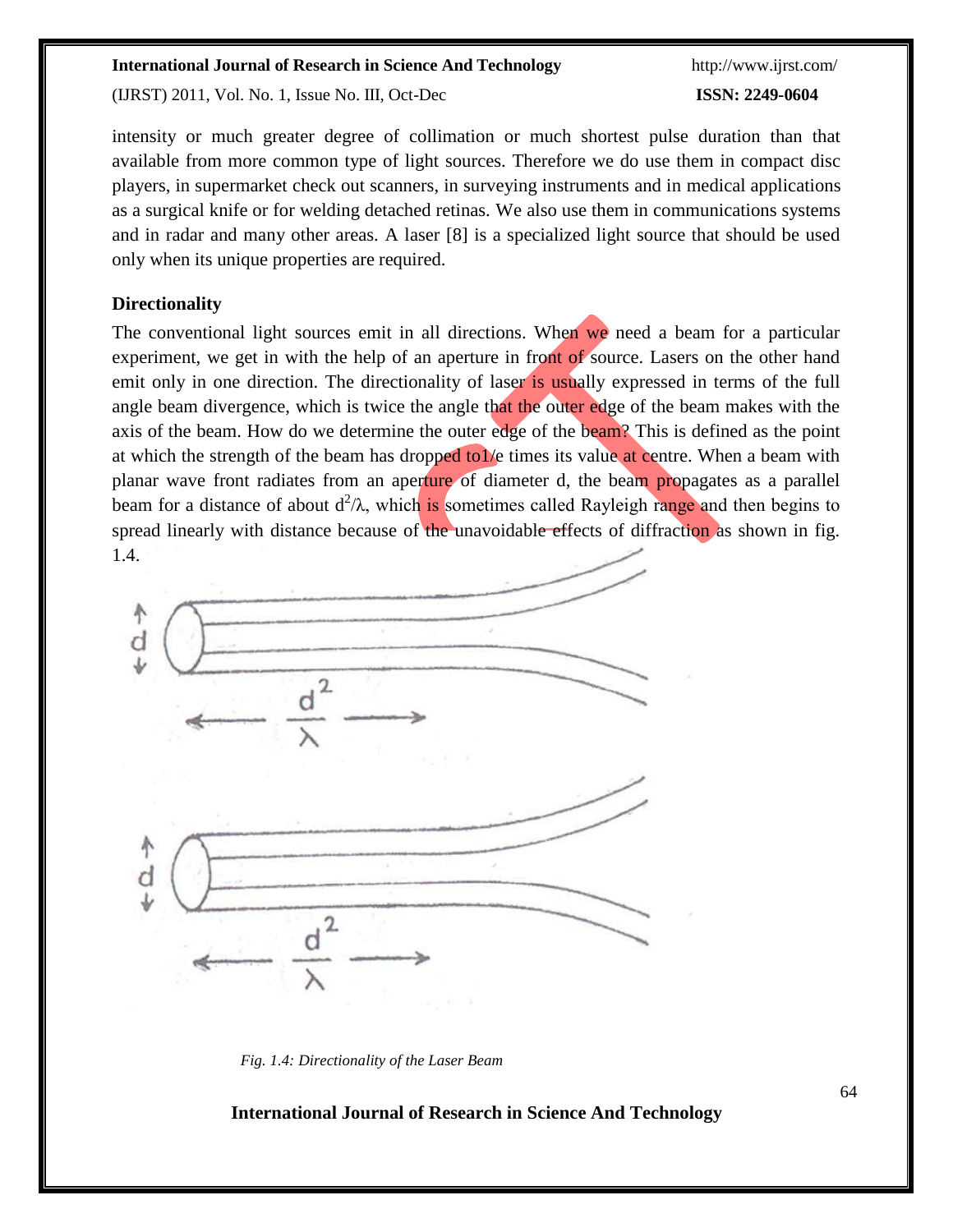intensity or much greater degree of collimation or much shortest pulse duration than that available from more common type of light sources. Therefore we do use them in compact disc players, in supermarket check out scanners, in surveying instruments and in medical applications as a surgical knife or for welding detached retinas. We also use them in communications systems and in radar and many other areas. A laser [8] is a specialized light source that should be used only when its unique properties are required.

**Directionality**

The conventional light sources emit in all directions. When we need a beam for a particular experiment, we get in with the help of an aperture in front of source. Lasers on the other hand emit only in one direction. The directionality of laser is usually expressed in terms of the full angle beam divergence, which is twice the angle that the outer edge of the beam makes with the axis of the beam. How do we determine the outer edge of the beam? This is defined as the point at which the strength of the beam has dropped to1/e times its value at centre. When a beam with planar wave front radiates from an aperture of diameter d, the beam propagates as a parallel beam for a distance of about $d^2/\lambda$, which is sometimes called Rayleigh range and then begins to spread linearly with distance because of the unavoidable effects of diffraction as shown in fig. 1.4.

*Fig. 1.4: Directionality of the Laser Beam*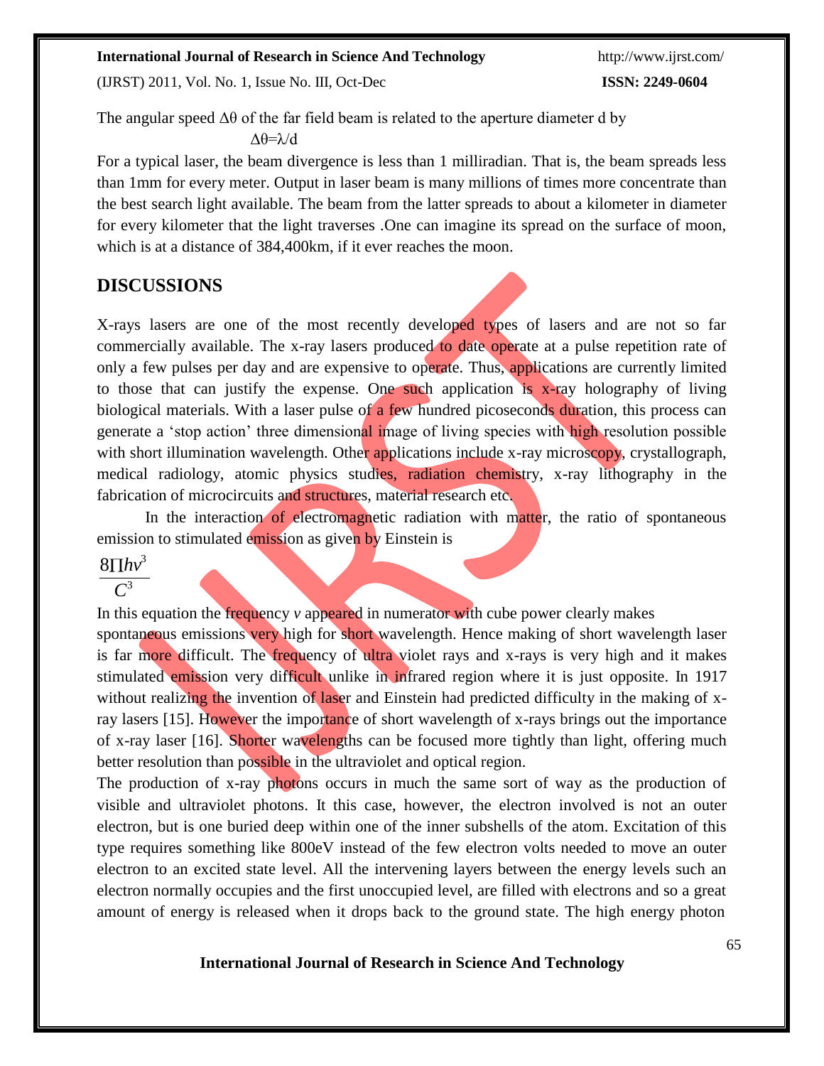The angular speed $\Delta\theta$ of the far field beam is related to the aperture diameter d by

$$\Delta\theta=\lambda/d$$

For a typical laser, the beam divergence is less than 1 milliradian. That is, the beam spreads less than 1mm for every meter. Output in laser beam is many millions of times more concentrate than the best search light available. The beam from the latter spreads to about a kilometer in diameter for every kilometer that the light traverses .One can imagine its spread on the surface of moon, which is at a distance of 384,400km, if it ever reaches the moon.

## DISCUSSIONS

X-rays lasers are one of the most recently developed types of lasers and are not so far commercially available. The x-ray lasers produced to date operate at a pulse repetition rate of only a few pulses per day and are expensive to operate. Thus, applications are currently limited to those that can justify the expense. One such application is x-ray holography of living biological materials. With a laser pulse of a few hundred picoseconds duration, this process can generate a 'stop action' three dimensional image of living species with high resolution possible with short illumination wavelength. Other applications include x-ray microscopy, crystallograph, medical radiology, atomic physics studies, radiation chemistry, x-ray lithography in the fabrication of microcircuits and structures, material research etc.

In the interaction of electromagnetic radiation with matter, the ratio of spontaneous emission to stimulated emission as given by Einstein is

$$\frac{8\prod hv^3}{C^3}$$

In this equation the frequency $v$ appeared in numerator with cube power clearly makes spontaneous emissions very high for short wavelength. Hence making of short wavelength laser is far more difficult. The frequency of ultra violet rays and x-rays is very high and it makes stimulated emission very difficult unlike in infrared region where it is just opposite. In 1917 without realizing the invention of laser and Einstein had predicted difficulty in the making of x-ray lasers [15]. However the importance of short wavelength of x-rays brings out the importance of x-ray laser [16]. Shorter wavelengths can be focused more tightly than light, offering much better resolution than possible in the ultraviolet and optical region.

The production of x-ray photons occurs in much the same sort of way as the production of visible and ultraviolet photons. It this case, however, the electron involved is not an outer electron, but is one buried deep within one of the inner subshells of the atom. Excitation of this type requires something like 800eV instead of the few electron volts needed to move an outer electron to an excited state level. All the intervening layers between the energy levels such an electron normally occupies and the first unoccupied level, are filled with electrons and so a great amount of energy is released when it drops back to the ground state. The high energy photon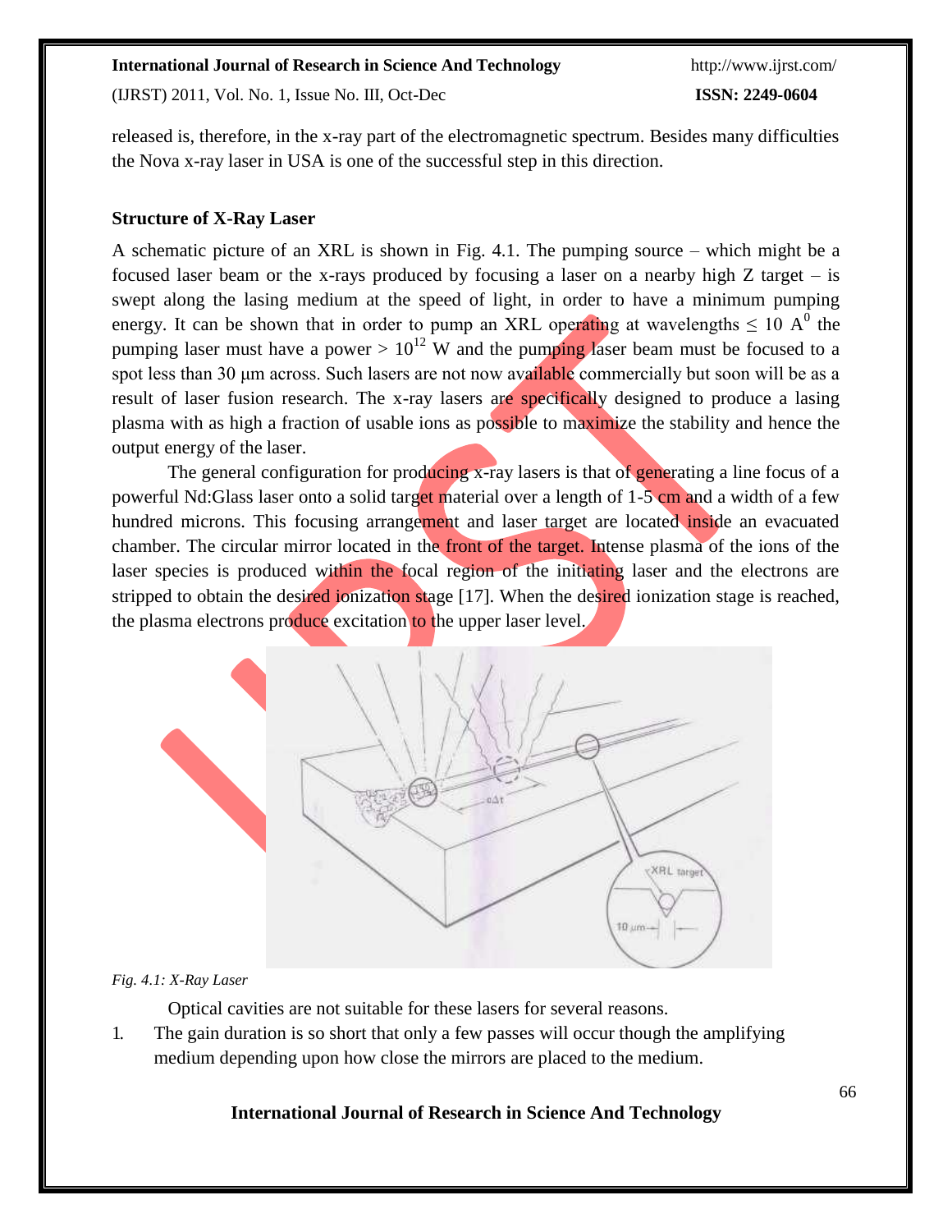released is, therefore, in the x-ray part of the electromagnetic spectrum. Besides many difficulties the Nova x-ray laser in USA is one of the successful step in this direction.

### Structure of X-Ray Laser

A schematic picture of an XRL is shown in Fig. 4.1. The pumping source – which might be a focused laser beam or the x-rays produced by focusing a laser on a nearby high Z target – is swept along the lasing medium at the speed of light, in order to have a minimum pumping energy. It can be shown that in order to pump an XRL operating at wavelengths ≤ 10 $A^0$ the pumping laser must have a power > $10^{12}$ W and the pumping laser beam must be focused to a spot less than 30 μm across. Such lasers are not now available commercially but soon will be as a result of laser fusion research. The x-ray lasers are specifically designed to produce a lasing plasma with as high a fraction of usable ions as possible to maximize the stability and hence the output energy of the laser.

The general configuration for producing x-ray lasers is that of generating a line focus of a powerful Nd:Glass laser onto a solid target material over a length of 1-5 cm and a width of a few hundred microns. This focusing arrangement and laser target are located inside an evacuated chamber. The circular mirror located in the front of the target. Intense plasma of the ions of the laser species is produced within the focal region of the initiating laser and the electrons are stripped to obtain the desired ionization stage [17]. When the desired ionization stage is reached, the plasma electrons produce excitation to the upper laser level.

*Fig. 4.1: X-Ray Laser*

Optical cavities are not suitable for these lasers for several reasons.

1. The gain duration is so short that only a few passes will occur though the amplifying medium depending upon how close the mirrors are placed to the medium.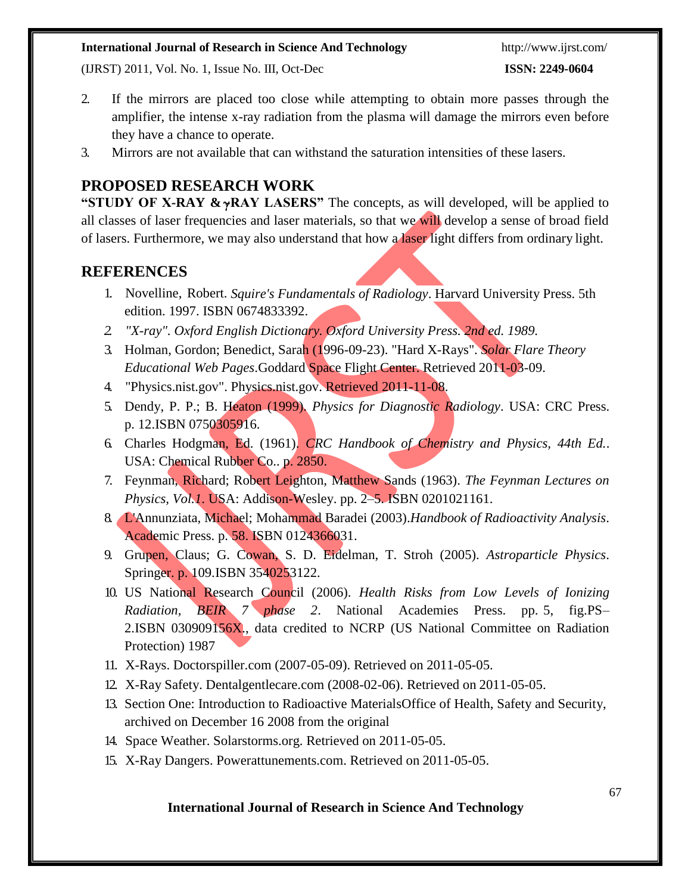2. If the mirrors are placed too close while attempting to obtain more passes through the amplifier, the intense x-ray radiation from the plasma will damage the mirrors even before they have a chance to operate.
3. Mirrors are not available that can withstand the saturation intensities of these lasers.

## PROPOSED RESEARCH WORK

**"STUDY OF X-RAY & γRAY LASERS"** The concepts, as will developed, will be applied to all classes of laser frequencies and laser materials, so that we will develop a sense of broad field of lasers. Furthermore, we may also understand that how a laser light differs from ordinary light.

## REFERENCES

1. Novelline, Robert. *Squire's Fundamentals of Radiology*. Harvard University Press. 5th edition. 1997. ISBN 0674833392.
2. *"X-ray". Oxford English Dictionary. Oxford University Press. 2nd ed. 1989.*
3. Holman, Gordon; Benedict, Sarah (1996-09-23). "Hard X-Rays". *Solar Flare Theory Educational Web Pages*.Goddard Space Flight Center. Retrieved 2011-03-09.
4. "Physics.nist.gov". Physics.nist.gov. Retrieved 2011-11-08.
5. Dendy, P. P.; B. Heaton (1999). *Physics for Diagnostic Radiology*. USA: CRC Press. p. 12.ISBN 0750305916.
6. Charles Hodgman, Ed. (1961). *CRC Handbook of Chemistry and Physics, 44th Ed.*. USA: Chemical Rubber Co.. p. 2850.
7. Feynman, Richard; Robert Leighton, Matthew Sands (1963). *The Feynman Lectures on Physics, Vol.1*. USA: Addison-Wesley. pp. 2–5. ISBN 0201021161.
8. L'Annunziata, Michael; Mohammad Baradei (2003).*Handbook of Radioactivity Analysis*. Academic Press. p. 58. ISBN 0124366031.
9. Grupen, Claus; G. Cowan, S. D. Eidelman, T. Stroh (2005). *Astroparticle Physics*. Springer. p. 109.ISBN 3540253122.
10. US National Research Council (2006). *Health Risks from Low Levels of Ionizing Radiation, BEIR 7 phase 2*. National Academies Press. pp. 5, fig.PS–2.ISBN 030909156X., data credited to NCRP (US National Committee on Radiation Protection) 1987
11. X-Rays. Doctorspiller.com (2007-05-09). Retrieved on 2011-05-05.
12. X-Ray Safety. Dentalgentlecare.com (2008-02-06). Retrieved on 2011-05-05.
13. Section One: Introduction to Radioactive MaterialsOffice of Health, Safety and Security, archived on December 16 2008 from the original
14. Space Weather. Solarstorms.org. Retrieved on 2011-05-05.
15. X-Ray Dangers. Powerattunements.com. Retrieved on 2011-05-05.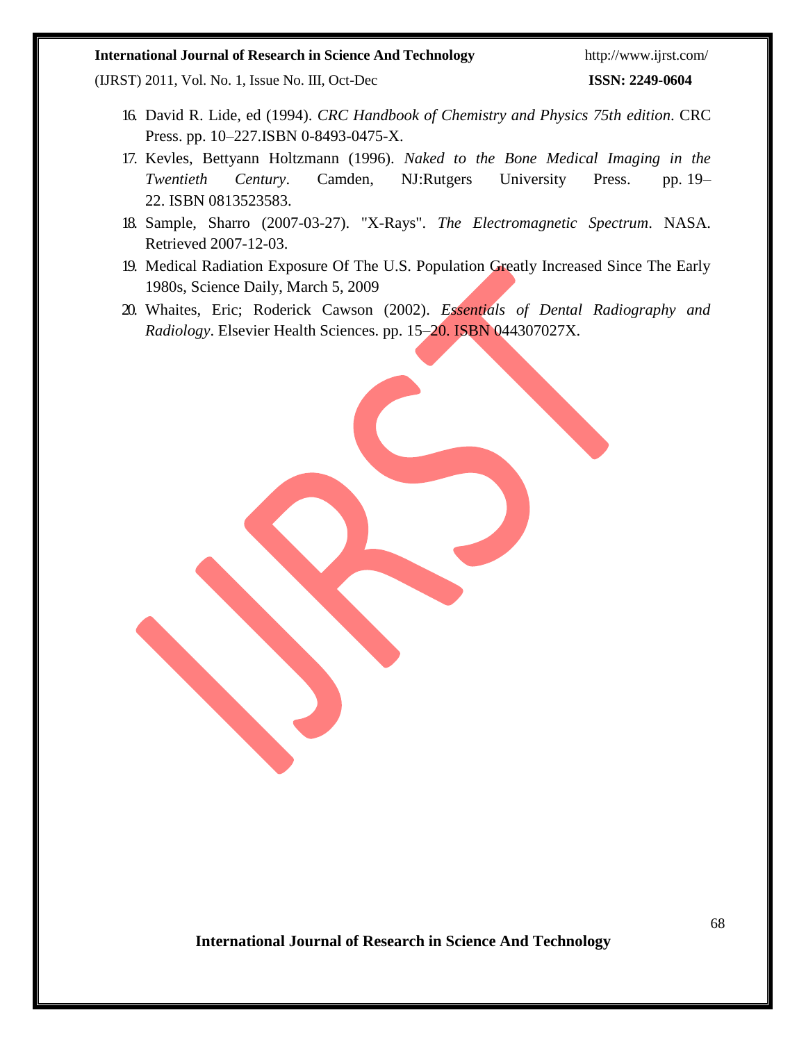16. David R. Lide, ed (1994). *CRC Handbook of Chemistry and Physics 75th edition*. CRC Press. pp. 10–227.ISBN 0-8493-0475-X.
17. Kevles, Bettyann Holtzmann (1996). *Naked to the Bone Medical Imaging in the Twentieth Century*. Camden, NJ:Rutgers University Press. pp. 19–22. ISBN 0813523583.
18. Sample, Sharro (2007-03-27). "X-Rays". *The Electromagnetic Spectrum*. NASA. Retrieved 2007-12-03.
19. Medical Radiation Exposure Of The U.S. Population Greatly Increased Since The Early 1980s, Science Daily, March 5, 2009
20. Whaites, Eric; Roderick Cawson (2002). *Essentials of Dental Radiography and Radiology*. Elsevier Health Sciences. pp. 15–20. ISBN 044307027X.